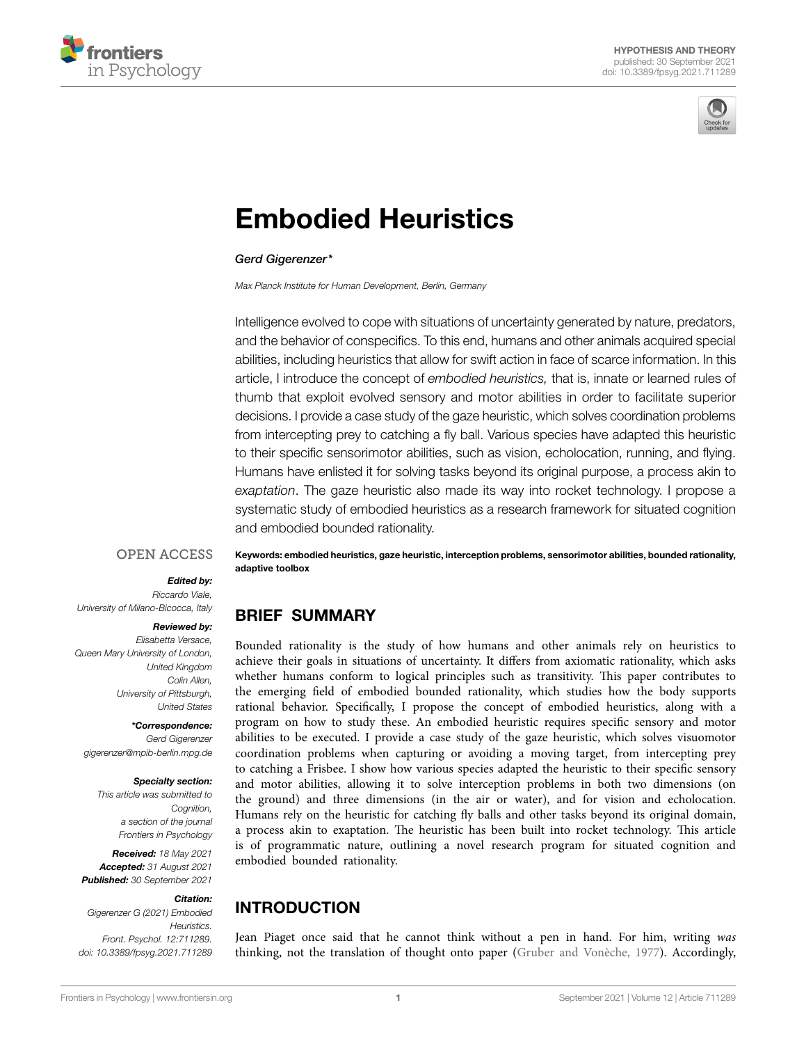HYPOTHESIS AND THEORY
published: 30 September 2021
doi: 10.3389/fpsyg.2021.711289

# Embodied Heuristics

*Gerd Gigerenzer**

*Max Planck Institute for Human Development, Berlin, Germany*

Intelligence evolved to cope with situations of uncertainty generated by nature, predators, and the behavior of conspecifics. To this end, humans and other animals acquired special abilities, including heuristics that allow for swift action in face of scarce information. In this article, I introduce the concept of *embodied heuristics,* that is, innate or learned rules of thumb that exploit evolved sensory and motor abilities in order to facilitate superior decisions. I provide a case study of the gaze heuristic, which solves coordination problems from intercepting prey to catching a fly ball. Various species have adapted this heuristic to their specific sensorimotor abilities, such as vision, echolocation, running, and flying. Humans have enlisted it for solving tasks beyond its original purpose, a process akin to *exaptation*. The gaze heuristic also made its way into rocket technology. I propose a systematic study of embodied heuristics as a research framework for situated cognition and embodied bounded rationality.

**Keywords: embodied heuristics, gaze heuristic, interception problems, sensorimotor abilities, bounded rationality, adaptive toolbox**

OPEN ACCESS

***Edited by:***
*Riccardo Viale,*
*University of Milano-Bicocca, Italy*

***Reviewed by:***
*Elisabetta Versace,*
*Queen Mary University of London,*
*United Kingdom*
*Colin Allen,*
*University of Pittsburgh,*
*United States*

****Correspondence:***
*Gerd Gigerenzer*
*gigerenzer@mpib-berlin.mpg.de*

***Specialty section:***
*This article was submitted to*
*Cognition,*
*a section of the journal*
*Frontiers in Psychology*

***Received:*** *18 May 2021*
***Accepted:*** *31 August 2021*
***Published:*** *30 September 2021*

***Citation:***
*Gigerenzer G (2021) Embodied Heuristics.*
*Front. Psychol. 12:711289.*
*doi: 10.3389/fpsyg.2021.711289*

## BRIEF SUMMARY

Bounded rationality is the study of how humans and other animals rely on heuristics to achieve their goals in situations of uncertainty. It differs from axiomatic rationality, which asks whether humans conform to logical principles such as transitivity. This paper contributes to the emerging field of embodied bounded rationality, which studies how the body supports rational behavior. Specifically, I propose the concept of embodied heuristics, along with a program on how to study these. An embodied heuristic requires specific sensory and motor abilities to be executed. I provide a case study of the gaze heuristic, which solves visuomotor coordination problems when capturing or avoiding a moving target, from intercepting prey to catching a Frisbee. I show how various species adapted the heuristic to their specific sensory and motor abilities, allowing it to solve interception problems in both two dimensions (on the ground) and three dimensions (in the air or water), and for vision and echolocation. Humans rely on the heuristic for catching fly balls and other tasks beyond its original domain, a process akin to exaptation. The heuristic has been built into rocket technology. This article is of programmatic nature, outlining a novel research program for situated cognition and embodied bounded rationality.

## INTRODUCTION

Jean Piaget once said that he cannot think without a pen in hand. For him, writing *was* thinking, not the translation of thought onto paper (Gruber and Vonèche, 1977). Accordingly,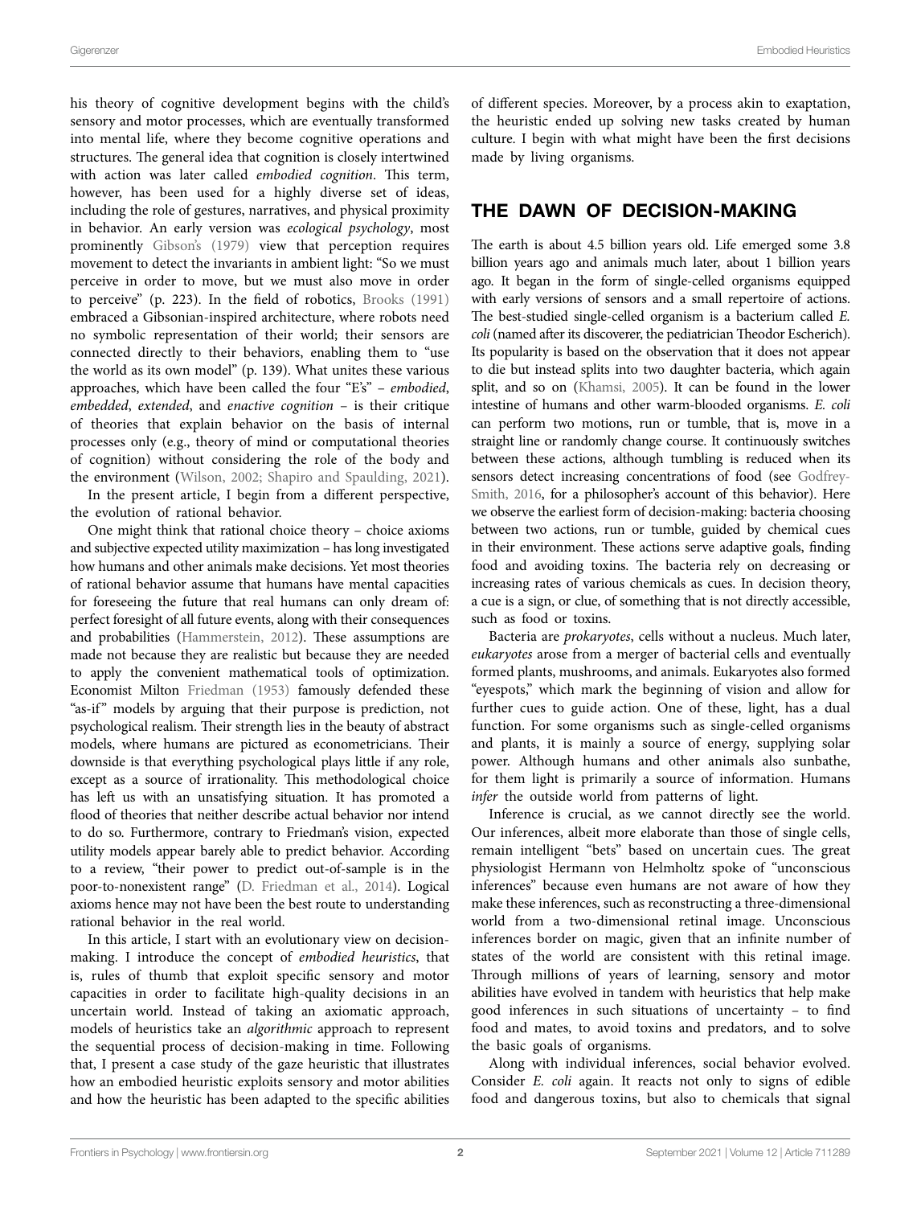his theory of cognitive development begins with the child's sensory and motor processes, which are eventually transformed into mental life, where they become cognitive operations and structures. The general idea that cognition is closely intertwined with action was later called *embodied cognition*. This term, however, has been used for a highly diverse set of ideas, including the role of gestures, narratives, and physical proximity in behavior. An early version was *ecological psychology*, most prominently Gibson's (1979) view that perception requires movement to detect the invariants in ambient light: "So we must perceive in order to move, but we must also move in order to perceive" (p. 223). In the field of robotics, Brooks (1991) embraced a Gibsonian-inspired architecture, where robots need no symbolic representation of their world; their sensors are connected directly to their behaviors, enabling them to "use the world as its own model" (p. 139). What unites these various approaches, which have been called the four "E's" – *embodied*, *embedded*, *extended*, and *enactive cognition* – is their critique of theories that explain behavior on the basis of internal processes only (e.g., theory of mind or computational theories of cognition) without considering the role of the body and the environment (Wilson, 2002; Shapiro and Spaulding, 2021).

In the present article, I begin from a different perspective, the evolution of rational behavior.

One might think that rational choice theory – choice axioms and subjective expected utility maximization – has long investigated how humans and other animals make decisions. Yet most theories of rational behavior assume that humans have mental capacities for foreseeing the future that real humans can only dream of: perfect foresight of all future events, along with their consequences and probabilities (Hammerstein, 2012). These assumptions are made not because they are realistic but because they are needed to apply the convenient mathematical tools of optimization. Economist Milton Friedman (1953) famously defended these "as-if" models by arguing that their purpose is prediction, not psychological realism. Their strength lies in the beauty of abstract models, where humans are pictured as econometricians. Their downside is that everything psychological plays little if any role, except as a source of irrationality. This methodological choice has left us with an unsatisfying situation. It has promoted a flood of theories that neither describe actual behavior nor intend to do so. Furthermore, contrary to Friedman's vision, expected utility models appear barely able to predict behavior. According to a review, "their power to predict out-of-sample is in the poor-to-nonexistent range" (D. Friedman et al., 2014). Logical axioms hence may not have been the best route to understanding rational behavior in the real world.

In this article, I start with an evolutionary view on decision-making. I introduce the concept of *embodied heuristics*, that is, rules of thumb that exploit specific sensory and motor capacities in order to facilitate high-quality decisions in an uncertain world. Instead of taking an axiomatic approach, models of heuristics take an *algorithmic* approach to represent the sequential process of decision-making in time. Following that, I present a case study of the gaze heuristic that illustrates how an embodied heuristic exploits sensory and motor abilities and how the heuristic has been adapted to the specific abilities of different species. Moreover, by a process akin to exaptation, the heuristic ended up solving new tasks created by human culture. I begin with what might have been the first decisions made by living organisms.

## THE DAWN OF DECISION-MAKING

The earth is about 4.5 billion years old. Life emerged some 3.8 billion years ago and animals much later, about 1 billion years ago. It began in the form of single-celled organisms equipped with early versions of sensors and a small repertoire of actions. The best-studied single-celled organism is a bacterium called *E. coli* (named after its discoverer, the pediatrician Theodor Escherich). Its popularity is based on the observation that it does not appear to die but instead splits into two daughter bacteria, which again split, and so on (Khamsi, 2005). It can be found in the lower intestine of humans and other warm-blooded organisms. *E. coli* can perform two motions, run or tumble, that is, move in a straight line or randomly change course. It continuously switches between these actions, although tumbling is reduced when its sensors detect increasing concentrations of food (see Godfrey-Smith, 2016, for a philosopher's account of this behavior). Here we observe the earliest form of decision-making: bacteria choosing between two actions, run or tumble, guided by chemical cues in their environment. These actions serve adaptive goals, finding food and avoiding toxins. The bacteria rely on decreasing or increasing rates of various chemicals as cues. In decision theory, a cue is a sign, or clue, of something that is not directly accessible, such as food or toxins.

Bacteria are *prokaryotes*, cells without a nucleus. Much later, *eukaryotes* arose from a merger of bacterial cells and eventually formed plants, mushrooms, and animals. Eukaryotes also formed "eyespots," which mark the beginning of vision and allow for further cues to guide action. One of these, light, has a dual function. For some organisms such as single-celled organisms and plants, it is mainly a source of energy, supplying solar power. Although humans and other animals also sunbathe, for them light is primarily a source of information. Humans *infer* the outside world from patterns of light.

Inference is crucial, as we cannot directly see the world. Our inferences, albeit more elaborate than those of single cells, remain intelligent "bets" based on uncertain cues. The great physiologist Hermann von Helmholtz spoke of "unconscious inferences" because even humans are not aware of how they make these inferences, such as reconstructing a three-dimensional world from a two-dimensional retinal image. Unconscious inferences border on magic, given that an infinite number of states of the world are consistent with this retinal image. Through millions of years of learning, sensory and motor abilities have evolved in tandem with heuristics that help make good inferences in such situations of uncertainty – to find food and mates, to avoid toxins and predators, and to solve the basic goals of organisms.

Along with individual inferences, social behavior evolved. Consider *E. coli* again. It reacts not only to signs of edible food and dangerous toxins, but also to chemicals that signal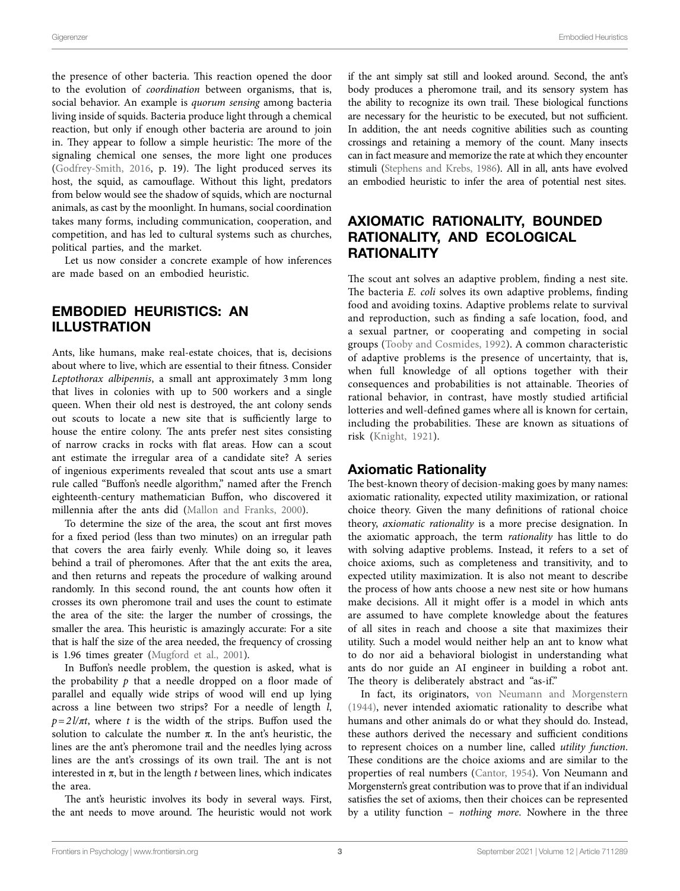the presence of other bacteria. This reaction opened the door to the evolution of *coordination* between organisms, that is, social behavior. An example is *quorum sensing* among bacteria living inside of squids. Bacteria produce light through a chemical reaction, but only if enough other bacteria are around to join in. They appear to follow a simple heuristic: The more of the signaling chemical one senses, the more light one produces (Godfrey-Smith, 2016, p. 19). The light produced serves its host, the squid, as camouflage. Without this light, predators from below would see the shadow of squids, which are nocturnal animals, as cast by the moonlight. In humans, social coordination takes many forms, including communication, cooperation, and competition, and has led to cultural systems such as churches, political parties, and the market.

Let us now consider a concrete example of how inferences are made based on an embodied heuristic.

## EMBODIED HEURISTICS: AN ILLUSTRATION

Ants, like humans, make real-estate choices, that is, decisions about where to live, which are essential to their fitness. Consider *Leptothorax albipennis*, a small ant approximately 3 mm long that lives in colonies with up to 500 workers and a single queen. When their old nest is destroyed, the ant colony sends out scouts to locate a new site that is sufficiently large to house the entire colony. The ants prefer nest sites consisting of narrow cracks in rocks with flat areas. How can a scout ant estimate the irregular area of a candidate site? A series of ingenious experiments revealed that scout ants use a smart rule called "Buffon's needle algorithm," named after the French eighteenth-century mathematician Buffon, who discovered it millennia after the ants did (Mallon and Franks, 2000).

To determine the size of the area, the scout ant first moves for a fixed period (less than two minutes) on an irregular path that covers the area fairly evenly. While doing so, it leaves behind a trail of pheromones. After that the ant exits the area, and then returns and repeats the procedure of walking around randomly. In this second round, the ant counts how often it crosses its own pheromone trail and uses the count to estimate the area of the site: the larger the number of crossings, the smaller the area. This heuristic is amazingly accurate: For a site that is half the size of the area needed, the frequency of crossing is 1.96 times greater (Mugford et al., 2001).

In Buffon's needle problem, the question is asked, what is the probability $p$ that a needle dropped on a floor made of parallel and equally wide strips of wood will end up lying across a line between two strips? For a needle of length $l$, $p = 2l/\pi t$, where $t$ is the width of the strips. Buffon used the solution to calculate the number $\pi$. In the ant's heuristic, the lines are the ant's pheromone trail and the needles lying across lines are the ant's crossings of its own trail. The ant is not interested in $\pi$, but in the length $t$ between lines, which indicates the area.

The ant's heuristic involves its body in several ways. First, the ant needs to move around. The heuristic would not work if the ant simply sat still and looked around. Second, the ant's body produces a pheromone trail, and its sensory system has the ability to recognize its own trail. These biological functions are necessary for the heuristic to be executed, but not sufficient. In addition, the ant needs cognitive abilities such as counting crossings and retaining a memory of the count. Many insects can in fact measure and memorize the rate at which they encounter stimuli (Stephens and Krebs, 1986). All in all, ants have evolved an embodied heuristic to infer the area of potential nest sites.

## AXIOMATIC RATIONALITY, BOUNDED RATIONALITY, AND ECOLOGICAL RATIONALITY

The scout ant solves an adaptive problem, finding a nest site. The bacteria *E. coli* solves its own adaptive problems, finding food and avoiding toxins. Adaptive problems relate to survival and reproduction, such as finding a safe location, food, and a sexual partner, or cooperating and competing in social groups (Tooby and Cosmides, 1992). A common characteristic of adaptive problems is the presence of uncertainty, that is, when full knowledge of all options together with their consequences and probabilities is not attainable. Theories of rational behavior, in contrast, have mostly studied artificial lotteries and well-defined games where all is known for certain, including the probabilities. These are known as situations of risk (Knight, 1921).

### Axiomatic Rationality

The best-known theory of decision-making goes by many names: axiomatic rationality, expected utility maximization, or rational choice theory. Given the many definitions of rational choice theory, *axiomatic rationality* is a more precise designation. In the axiomatic approach, the term *rationality* has little to do with solving adaptive problems. Instead, it refers to a set of choice axioms, such as completeness and transitivity, and to expected utility maximization. It is also not meant to describe the process of how ants choose a new nest site or how humans make decisions. All it might offer is a model in which ants are assumed to have complete knowledge about the features of all sites in reach and choose a site that maximizes their utility. Such a model would neither help an ant to know what to do nor aid a behavioral biologist in understanding what ants do nor guide an AI engineer in building a robot ant. The theory is deliberately abstract and "as-if."

In fact, its originators, von Neumann and Morgenstern (1944), never intended axiomatic rationality to describe what humans and other animals do or what they should do. Instead, these authors derived the necessary and sufficient conditions to represent choices on a number line, called *utility function*. These conditions are the choice axioms and are similar to the properties of real numbers (Cantor, 1954). Von Neumann and Morgenstern's great contribution was to prove that if an individual satisfies the set of axioms, then their choices can be represented by a utility function – *nothing more*. Nowhere in the three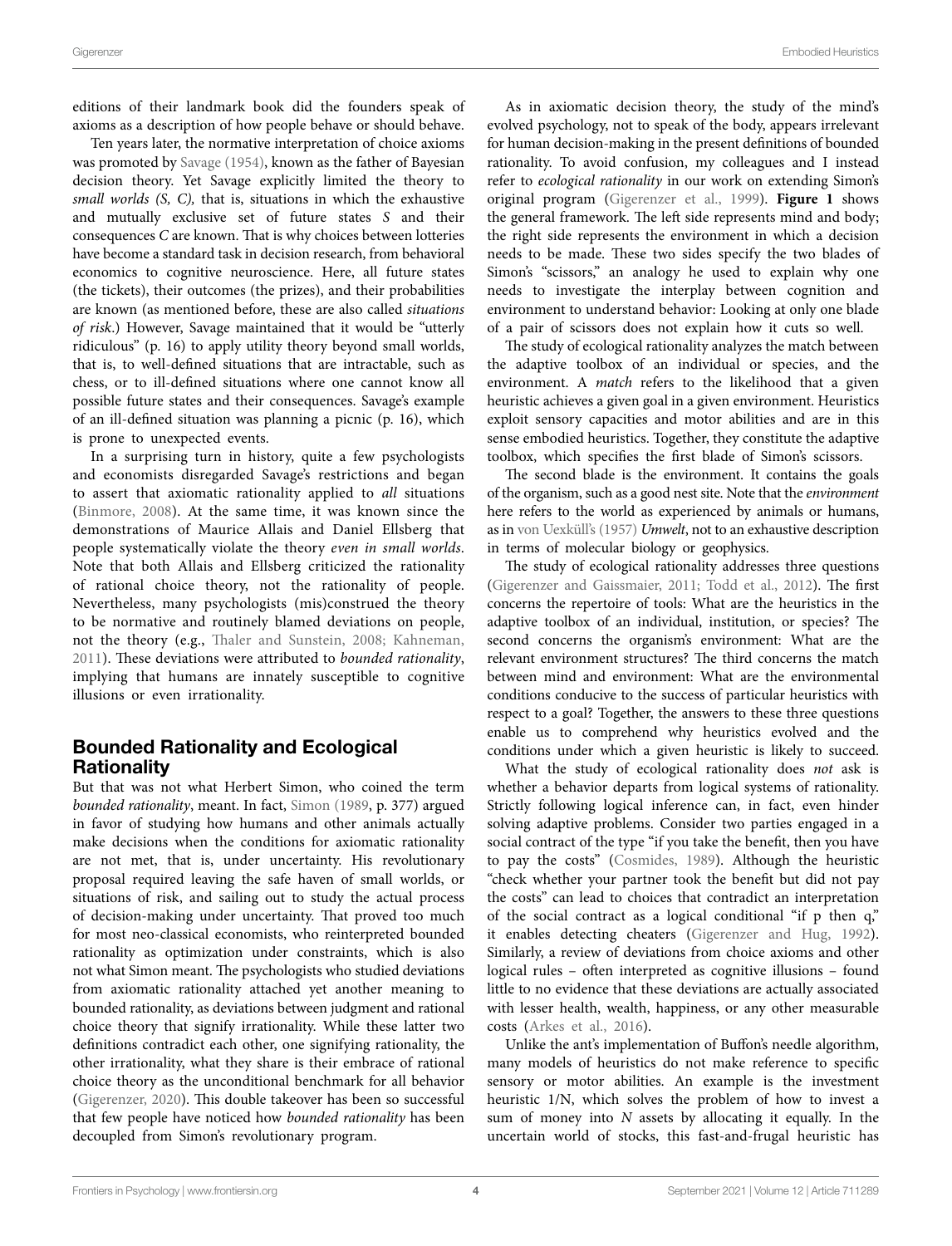editions of their landmark book did the founders speak of axioms as a description of how people behave or should behave.

Ten years later, the normative interpretation of choice axioms was promoted by Savage (1954), known as the father of Bayesian decision theory. Yet Savage explicitly limited the theory to *small worlds (S, C),* that is, situations in which the exhaustive and mutually exclusive set of future states *S* and their consequences *C* are known. That is why choices between lotteries have become a standard task in decision research, from behavioral economics to cognitive neuroscience. Here, all future states (the tickets), their outcomes (the prizes), and their probabilities are known (as mentioned before, these are also called *situations of risk*.) However, Savage maintained that it would be "utterly ridiculous" (p. 16) to apply utility theory beyond small worlds, that is, to well-defined situations that are intractable, such as chess, or to ill-defined situations where one cannot know all possible future states and their consequences. Savage's example of an ill-defined situation was planning a picnic (p. 16), which is prone to unexpected events.

In a surprising turn in history, quite a few psychologists and economists disregarded Savage's restrictions and began to assert that axiomatic rationality applied to *all* situations (Binmore, 2008). At the same time, it was known since the demonstrations of Maurice Allais and Daniel Ellsberg that people systematically violate the theory *even in small worlds*. Note that both Allais and Ellsberg criticized the rationality of rational choice theory, not the rationality of people. Nevertheless, many psychologists (mis)construed the theory to be normative and routinely blamed deviations on people, not the theory (e.g., Thaler and Sunstein, 2008; Kahneman, 2011). These deviations were attributed to *bounded rationality*, implying that humans are innately susceptible to cognitive illusions or even irrationality.

## Bounded Rationality and Ecological Rationality

But that was not what Herbert Simon, who coined the term *bounded rationality*, meant. In fact, Simon (1989, p. 377) argued in favor of studying how humans and other animals actually make decisions when the conditions for axiomatic rationality are not met, that is, under uncertainty. His revolutionary proposal required leaving the safe haven of small worlds, or situations of risk, and sailing out to study the actual process of decision-making under uncertainty. That proved too much for most neo-classical economists, who reinterpreted bounded rationality as optimization under constraints, which is also not what Simon meant. The psychologists who studied deviations from axiomatic rationality attached yet another meaning to bounded rationality, as deviations between judgment and rational choice theory that signify irrationality. While these latter two definitions contradict each other, one signifying rationality, the other irrationality, what they share is their embrace of rational choice theory as the unconditional benchmark for all behavior (Gigerenzer, 2020). This double takeover has been so successful that few people have noticed how *bounded rationality* has been decoupled from Simon's revolutionary program.

As in axiomatic decision theory, the study of the mind's evolved psychology, not to speak of the body, appears irrelevant for human decision-making in the present definitions of bounded rationality. To avoid confusion, my colleagues and I instead refer to *ecological rationality* in our work on extending Simon's original program (Gigerenzer et al., 1999). **Figure 1** shows the general framework. The left side represents mind and body; the right side represents the environment in which a decision needs to be made. These two sides specify the two blades of Simon's "scissors," an analogy he used to explain why one needs to investigate the interplay between cognition and environment to understand behavior: Looking at only one blade of a pair of scissors does not explain how it cuts so well.

The study of ecological rationality analyzes the match between the adaptive toolbox of an individual or species, and the environment. A *match* refers to the likelihood that a given heuristic achieves a given goal in a given environment. Heuristics exploit sensory capacities and motor abilities and are in this sense embodied heuristics. Together, they constitute the adaptive toolbox, which specifies the first blade of Simon's scissors.

The second blade is the environment. It contains the goals of the organism, such as a good nest site. Note that the *environment* here refers to the world as experienced by animals or humans, as in von Uexküll's (1957) *Umwelt*, not to an exhaustive description in terms of molecular biology or geophysics.

The study of ecological rationality addresses three questions (Gigerenzer and Gaissmaier, 2011; Todd et al., 2012). The first concerns the repertoire of tools: What are the heuristics in the adaptive toolbox of an individual, institution, or species? The second concerns the organism's environment: What are the relevant environment structures? The third concerns the match between mind and environment: What are the environmental conditions conducive to the success of particular heuristics with respect to a goal? Together, the answers to these three questions enable us to comprehend why heuristics evolved and the conditions under which a given heuristic is likely to succeed.

What the study of ecological rationality does *not* ask is whether a behavior departs from logical systems of rationality. Strictly following logical inference can, in fact, even hinder solving adaptive problems. Consider two parties engaged in a social contract of the type "if you take the benefit, then you have to pay the costs" (Cosmides, 1989). Although the heuristic "check whether your partner took the benefit but did not pay the costs" can lead to choices that contradict an interpretation of the social contract as a logical conditional "if p then q," it enables detecting cheaters (Gigerenzer and Hug, 1992). Similarly, a review of deviations from choice axioms and other logical rules – often interpreted as cognitive illusions – found little to no evidence that these deviations are actually associated with lesser health, wealth, happiness, or any other measurable costs (Arkes et al., 2016).

Unlike the ant's implementation of Buffon's needle algorithm, many models of heuristics do not make reference to specific sensory or motor abilities. An example is the investment heuristic 1/N, which solves the problem of how to invest a sum of money into *N* assets by allocating it equally. In the uncertain world of stocks, this fast-and-frugal heuristic has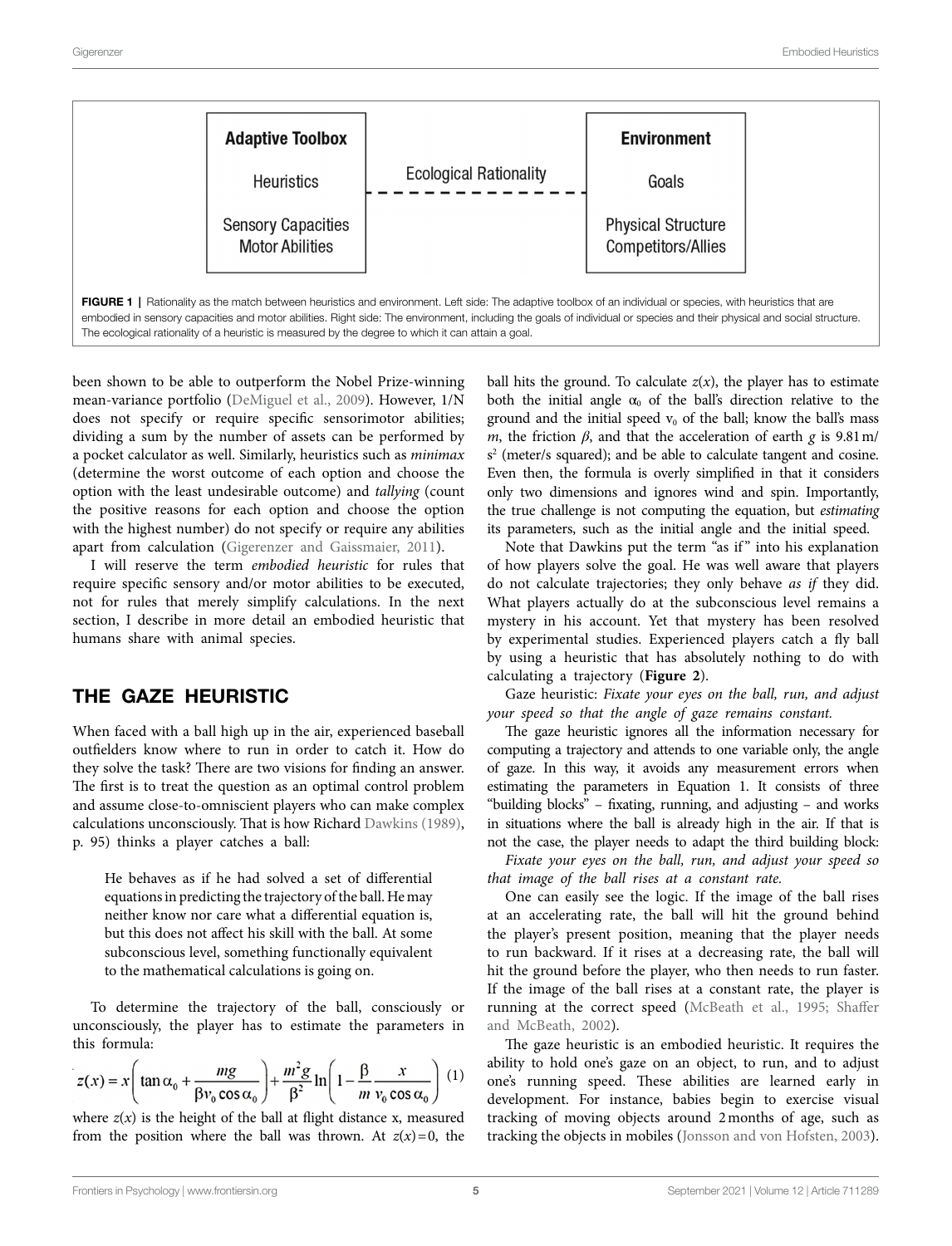**Adaptive Toolbox**

Heuristics

Sensory Capacities
Motor Abilities

Ecological Rationality

**Environment**

Goals

Physical Structure
Competitors/Allies

**FIGURE 1** | Rationality as the match between heuristics and environment. Left side: The adaptive toolbox of an individual or species, with heuristics that are embodied in sensory capacities and motor abilities. Right side: The environment, including the goals of individual or species and their physical and social structure. The ecological rationality of a heuristic is measured by the degree to which it can attain a goal.

been shown to be able to outperform the Nobel Prize-winning mean-variance portfolio (DeMiguel et al., 2009). However, 1/N does not specify or require specific sensorimotor abilities; dividing a sum by the number of assets can be performed by a pocket calculator as well. Similarly, heuristics such as *minimax* (determine the worst outcome of each option and choose the option with the least undesirable outcome) and *tallying* (count the positive reasons for each option and choose the option with the highest number) do not specify or require any abilities apart from calculation (Gigerenzer and Gaissmaier, 2011).

I will reserve the term *embodied heuristic* for rules that require specific sensory and/or motor abilities to be executed, not for rules that merely simplify calculations. In the next section, I describe in more detail an embodied heuristic that humans share with animal species.

## THE GAZE HEURISTIC

When faced with a ball high up in the air, experienced baseball outfielders know where to run in order to catch it. How do they solve the task? There are two visions for finding an answer. The first is to treat the question as an optimal control problem and assume close-to-omniscient players who can make complex calculations unconsciously. That is how Richard Dawkins (1989), p. 95) thinks a player catches a ball:

> He behaves as if he had solved a set of differential equations in predicting the trajectory of the ball. He may neither know nor care what a differential equation is, but this does not affect his skill with the ball. At some subconscious level, something functionally equivalent to the mathematical calculations is going on.

To determine the trajectory of the ball, consciously or unconsciously, the player has to estimate the parameters in this formula:

$$z(x) = x\left(\tan\alpha_0 + \frac{mg}{\beta v_0 \cos\alpha_0}\right) + \frac{m^2 g}{\beta^2}\ln\left(1 - \frac{\beta}{m}\frac{x}{v_0 \cos\alpha_0}\right) \quad (1)$$

where $z(x)$ is the height of the ball at flight distance x, measured from the position where the ball was thrown. At $z(x) = 0$, the ball hits the ground. To calculate $z(x)$, the player has to estimate both the initial angle $\alpha_0$ of the ball's direction relative to the ground and the initial speed $v_0$ of the ball; know the ball's mass $m$, the friction $\beta$, and that the acceleration of earth $g$ is 9.81 m/s$^2$ (meter/s squared); and be able to calculate tangent and cosine. Even then, the formula is overly simplified in that it considers only two dimensions and ignores wind and spin. Importantly, the true challenge is not computing the equation, but *estimating* its parameters, such as the initial angle and the initial speed.

Note that Dawkins put the term "as if" into his explanation of how players solve the goal. He was well aware that players do not calculate trajectories; they only behave *as if* they did. What players actually do at the subconscious level remains a mystery in his account. Yet that mystery has been resolved by experimental studies. Experienced players catch a fly ball by using a heuristic that has absolutely nothing to do with calculating a trajectory (**Figure 2**).

Gaze heuristic: *Fixate your eyes on the ball, run, and adjust your speed so that the angle of gaze remains constant.*

The gaze heuristic ignores all the information necessary for computing a trajectory and attends to one variable only, the angle of gaze. In this way, it avoids any measurement errors when estimating the parameters in Equation 1. It consists of three "building blocks" – fixating, running, and adjusting – and works in situations where the ball is already high in the air. If that is not the case, the player needs to adapt the third building block:

*Fixate your eyes on the ball, run, and adjust your speed so that image of the ball rises at a constant rate.*

One can easily see the logic. If the image of the ball rises at an accelerating rate, the ball will hit the ground behind the player's present position, meaning that the player needs to run backward. If it rises at a decreasing rate, the ball will hit the ground before the player, who then needs to run faster. If the image of the ball rises at a constant rate, the player is running at the correct speed (McBeath et al., 1995; Shaffer and McBeath, 2002).

The gaze heuristic is an embodied heuristic. It requires the ability to hold one's gaze on an object, to run, and to adjust one's running speed. These abilities are learned early in development. For instance, babies begin to exercise visual tracking of moving objects around 2 months of age, such as tracking the objects in mobiles (Jonsson and von Hofsten, 2003).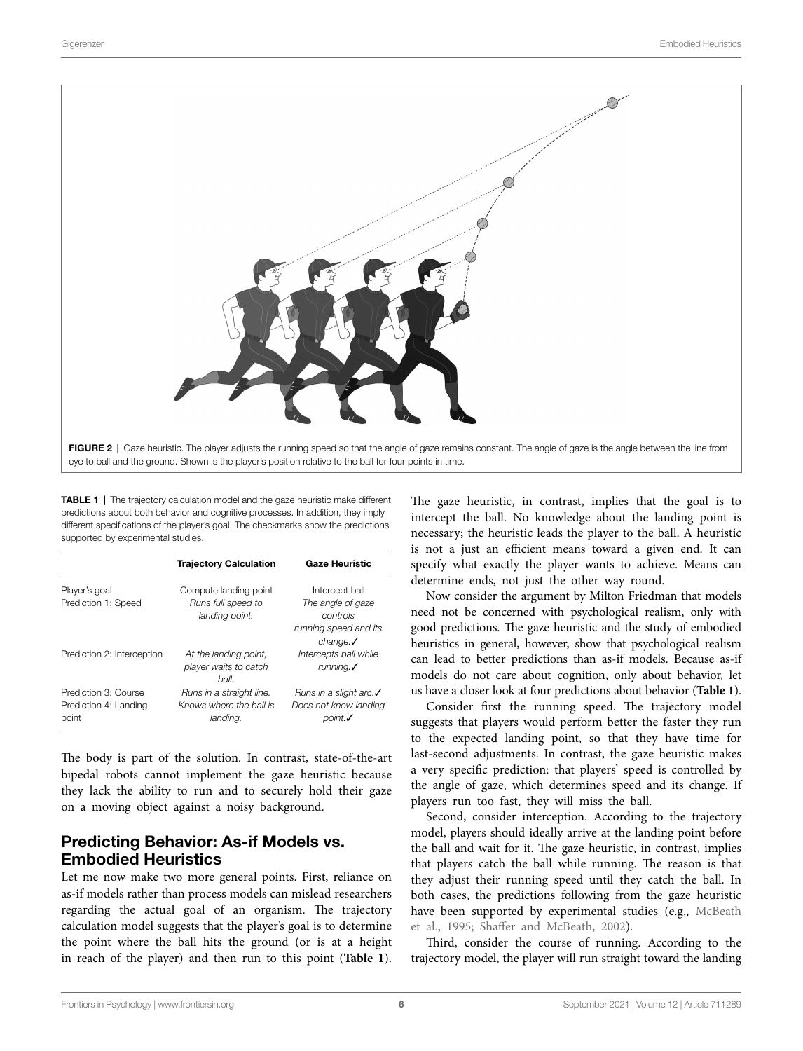FIGURE 2 | Gaze heuristic. The player adjusts the running speed so that the angle of gaze remains constant. The angle of gaze is the angle between the line from eye to ball and the ground. Shown is the player's position relative to the ball for four points in time.

**TABLE 1** | The trajectory calculation model and the gaze heuristic make different predictions about both behavior and cognitive processes. In addition, they imply different specifications of the player's goal. The checkmarks show the predictions supported by experimental studies.

| | Trajectory Calculation | Gaze Heuristic |
|---|---|---|
| Player's goal | Compute landing point | Intercept ball |
| Prediction 1: Speed | *Runs full speed to landing point.* | *The angle of gaze controls running speed and its change.*✓ |
| Prediction 2: Interception | *At the landing point, player waits to catch ball.* | *Intercepts ball while running.*✓ |
| Prediction 3: Course | *Runs in a straight line.* | *Runs in a slight arc.*✓ |
| Prediction 4: Landing point | *Knows where the ball is landing.* | *Does not know landing point.*✓ |

The body is part of the solution. In contrast, state-of-the-art bipedal robots cannot implement the gaze heuristic because they lack the ability to run and to securely hold their gaze on a moving object against a noisy background.

## Predicting Behavior: As-if Models vs. Embodied Heuristics

Let me now make two more general points. First, reliance on as-if models rather than process models can mislead researchers regarding the actual goal of an organism. The trajectory calculation model suggests that the player's goal is to determine the point where the ball hits the ground (or is at a height in reach of the player) and then run to this point (**Table 1**). The gaze heuristic, in contrast, implies that the goal is to intercept the ball. No knowledge about the landing point is necessary; the heuristic leads the player to the ball. A heuristic is not a just an efficient means toward a given end. It can specify what exactly the player wants to achieve. Means can determine ends, not just the other way round.

Now consider the argument by Milton Friedman that models need not be concerned with psychological realism, only with good predictions. The gaze heuristic and the study of embodied heuristics in general, however, show that psychological realism can lead to better predictions than as-if models. Because as-if models do not care about cognition, only about behavior, let us have a closer look at four predictions about behavior (**Table 1**).

Consider first the running speed. The trajectory model suggests that players would perform better the faster they run to the expected landing point, so that they have time for last-second adjustments. In contrast, the gaze heuristic makes a very specific prediction: that players' speed is controlled by the angle of gaze, which determines speed and its change. If players run too fast, they will miss the ball.

Second, consider interception. According to the trajectory model, players should ideally arrive at the landing point before the ball and wait for it. The gaze heuristic, in contrast, implies that players catch the ball while running. The reason is that they adjust their running speed until they catch the ball. In both cases, the predictions following from the gaze heuristic have been supported by experimental studies (e.g., McBeath et al., 1995; Shaffer and McBeath, 2002).

Third, consider the course of running. According to the trajectory model, the player will run straight toward the landing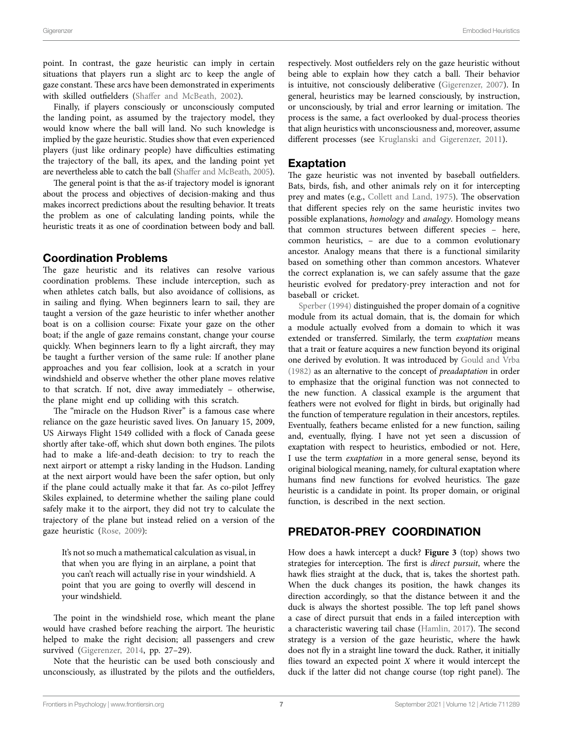point. In contrast, the gaze heuristic can imply in certain situations that players run a slight arc to keep the angle of gaze constant. These arcs have been demonstrated in experiments with skilled outfielders (Shaffer and McBeath, 2002).

Finally, if players consciously or unconsciously computed the landing point, as assumed by the trajectory model, they would know where the ball will land. No such knowledge is implied by the gaze heuristic. Studies show that even experienced players (just like ordinary people) have difficulties estimating the trajectory of the ball, its apex, and the landing point yet are nevertheless able to catch the ball (Shaffer and McBeath, 2005).

The general point is that the as-if trajectory model is ignorant about the process and objectives of decision-making and thus makes incorrect predictions about the resulting behavior. It treats the problem as one of calculating landing points, while the heuristic treats it as one of coordination between body and ball.

### Coordination Problems

The gaze heuristic and its relatives can resolve various coordination problems. These include interception, such as when athletes catch balls, but also avoidance of collisions, as in sailing and flying. When beginners learn to sail, they are taught a version of the gaze heuristic to infer whether another boat is on a collision course: Fixate your gaze on the other boat; if the angle of gaze remains constant, change your course quickly. When beginners learn to fly a light aircraft, they may be taught a further version of the same rule: If another plane approaches and you fear collision, look at a scratch in your windshield and observe whether the other plane moves relative to that scratch. If not, dive away immediately – otherwise, the plane might end up colliding with this scratch.

The "miracle on the Hudson River" is a famous case where reliance on the gaze heuristic saved lives. On January 15, 2009, US Airways Flight 1549 collided with a flock of Canada geese shortly after take-off, which shut down both engines. The pilots had to make a life-and-death decision: to try to reach the next airport or attempt a risky landing in the Hudson. Landing at the next airport would have been the safer option, but only if the plane could actually make it that far. As co-pilot Jeffrey Skiles explained, to determine whether the sailing plane could safely make it to the airport, they did not try to calculate the trajectory of the plane but instead relied on a version of the gaze heuristic (Rose, 2009):

> It's not so much a mathematical calculation as visual, in that when you are flying in an airplane, a point that you can't reach will actually rise in your windshield. A point that you are going to overfly will descend in your windshield.

The point in the windshield rose, which meant the plane would have crashed before reaching the airport. The heuristic helped to make the right decision; all passengers and crew survived (Gigerenzer, 2014, pp. 27–29).

Note that the heuristic can be used both consciously and unconsciously, as illustrated by the pilots and the outfielders, respectively. Most outfielders rely on the gaze heuristic without being able to explain how they catch a ball. Their behavior is intuitive, not consciously deliberative (Gigerenzer, 2007). In general, heuristics may be learned consciously, by instruction, or unconsciously, by trial and error learning or imitation. The process is the same, a fact overlooked by dual-process theories that align heuristics with unconsciousness and, moreover, assume different processes (see Kruglanski and Gigerenzer, 2011).

### Exaptation

The gaze heuristic was not invented by baseball outfielders. Bats, birds, fish, and other animals rely on it for intercepting prey and mates (e.g., Collett and Land, 1975). The observation that different species rely on the same heuristic invites two possible explanations, *homology* and *analogy*. Homology means that common structures between different species – here, common heuristics, – are due to a common evolutionary ancestor. Analogy means that there is a functional similarity based on something other than common ancestors. Whatever the correct explanation is, we can safely assume that the gaze heuristic evolved for predatory-prey interaction and not for baseball or cricket.

Sperber (1994) distinguished the proper domain of a cognitive module from its actual domain, that is, the domain for which a module actually evolved from a domain to which it was extended or transferred. Similarly, the term *exaptation* means that a trait or feature acquires a new function beyond its original one derived by evolution. It was introduced by Gould and Vrba (1982) as an alternative to the concept of *preadaptation* in order to emphasize that the original function was not connected to the new function. A classical example is the argument that feathers were not evolved for flight in birds, but originally had the function of temperature regulation in their ancestors, reptiles. Eventually, feathers became enlisted for a new function, sailing and, eventually, flying. I have not yet seen a discussion of exaptation with respect to heuristics, embodied or not. Here, I use the term *exaptation* in a more general sense, beyond its original biological meaning, namely, for cultural exaptation where humans find new functions for evolved heuristics. The gaze heuristic is a candidate in point. Its proper domain, or original function, is described in the next section.

## PREDATOR-PREY COORDINATION

How does a hawk intercept a duck? **Figure 3** (top) shows two strategies for interception. The first is *direct pursuit*, where the hawk flies straight at the duck, that is, takes the shortest path. When the duck changes its position, the hawk changes its direction accordingly, so that the distance between it and the duck is always the shortest possible. The top left panel shows a case of direct pursuit that ends in a failed interception with a characteristic wavering tail chase (Hamlin, 2017). The second strategy is a version of the gaze heuristic, where the hawk does not fly in a straight line toward the duck. Rather, it initially flies toward an expected point *X* where it would intercept the duck if the latter did not change course (top right panel). The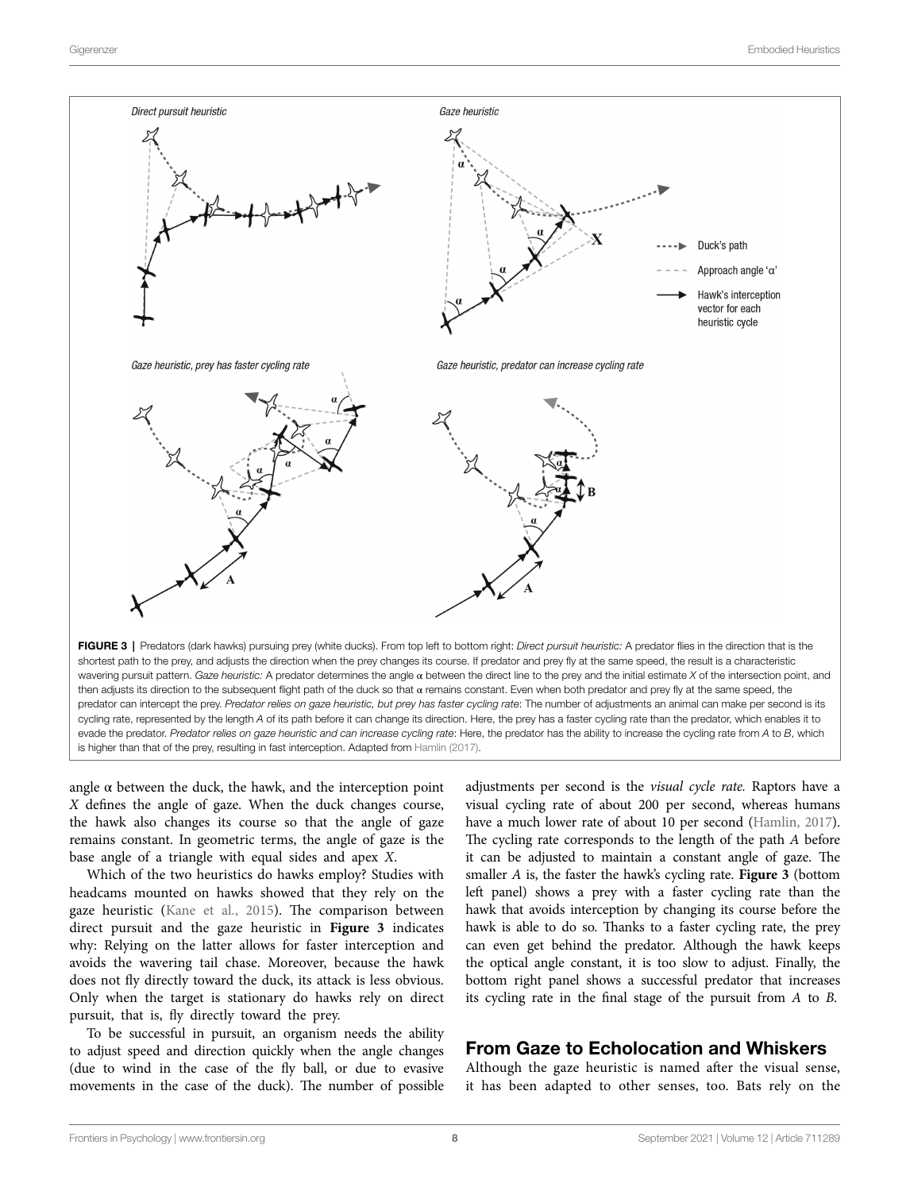**FIGURE 3 |** Predators (dark hawks) pursuing prey (white ducks). From top left to bottom right: *Direct pursuit heuristic:* A predator flies in the direction that is the shortest path to the prey, and adjusts the direction when the prey changes its course. If predator and prey fly at the same speed, the result is a characteristic wavering pursuit pattern. *Gaze heuristic:* A predator determines the angle α between the direct line to the prey and the initial estimate *X* of the intersection point, and then adjusts its direction to the subsequent flight path of the duck so that α remains constant. Even when both predator and prey fly at the same speed, the predator can intercept the prey. *Predator relies on gaze heuristic, but prey has faster cycling rate*: The number of adjustments an animal can make per second is its cycling rate, represented by the length *A* of its path before it can change its direction. Here, the prey has a faster cycling rate than the predator, which enables it to evade the predator. *Predator relies on gaze heuristic and can increase cycling rate*: Here, the predator has the ability to increase the cycling rate from *A* to *B*, which is higher than that of the prey, resulting in fast interception. Adapted from Hamlin (2017).

angle α between the duck, the hawk, and the interception point *X* defines the angle of gaze. When the duck changes course, the hawk also changes its course so that the angle of gaze remains constant. In geometric terms, the angle of gaze is the base angle of a triangle with equal sides and apex *X*.

Which of the two heuristics do hawks employ? Studies with headcams mounted on hawks showed that they rely on the gaze heuristic (Kane et al., 2015). The comparison between direct pursuit and the gaze heuristic in **Figure 3** indicates why: Relying on the latter allows for faster interception and avoids the wavering tail chase. Moreover, because the hawk does not fly directly toward the duck, its attack is less obvious. Only when the target is stationary do hawks rely on direct pursuit, that is, fly directly toward the prey.

To be successful in pursuit, an organism needs the ability to adjust speed and direction quickly when the angle changes (due to wind in the case of the fly ball, or due to evasive movements in the case of the duck). The number of possible adjustments per second is the *visual cycle rate.* Raptors have a visual cycling rate of about 200 per second, whereas humans have a much lower rate of about 10 per second (Hamlin, 2017). The cycling rate corresponds to the length of the path *A* before it can be adjusted to maintain a constant angle of gaze. The smaller *A* is, the faster the hawk's cycling rate. **Figure 3** (bottom left panel) shows a prey with a faster cycling rate than the hawk that avoids interception by changing its course before the hawk is able to do so. Thanks to a faster cycling rate, the prey can even get behind the predator. Although the hawk keeps the optical angle constant, it is too slow to adjust. Finally, the bottom right panel shows a successful predator that increases its cycling rate in the final stage of the pursuit from *A* to *B*.

## From Gaze to Echolocation and Whiskers

Although the gaze heuristic is named after the visual sense, it has been adapted to other senses, too. Bats rely on the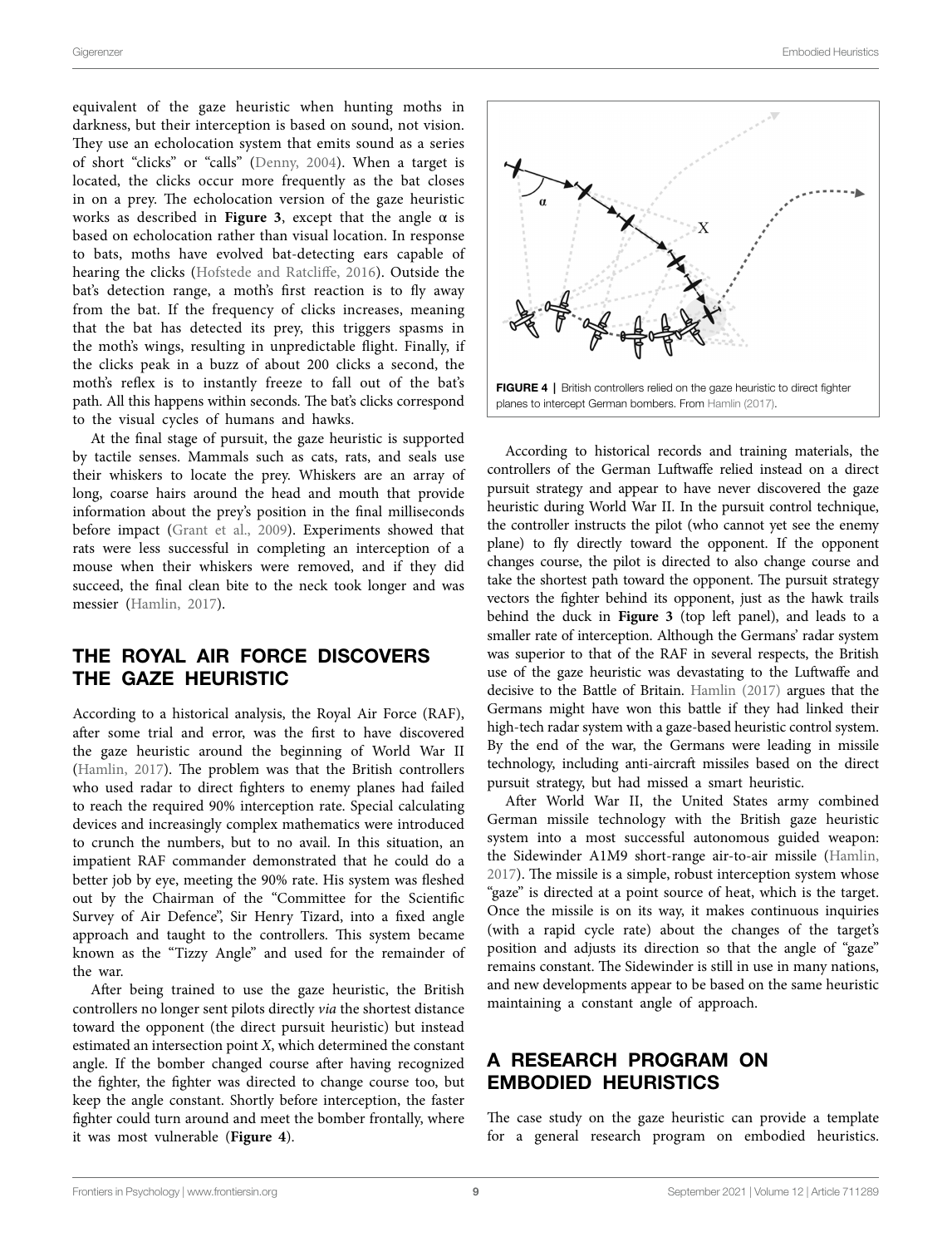equivalent of the gaze heuristic when hunting moths in darkness, but their interception is based on sound, not vision. They use an echolocation system that emits sound as a series of short "clicks" or "calls" (Denny, 2004). When a target is located, the clicks occur more frequently as the bat closes in on a prey. The echolocation version of the gaze heuristic works as described in **Figure 3**, except that the angle α is based on echolocation rather than visual location. In response to bats, moths have evolved bat-detecting ears capable of hearing the clicks (Hofstede and Ratcliffe, 2016). Outside the bat's detection range, a moth's first reaction is to fly away from the bat. If the frequency of clicks increases, meaning that the bat has detected its prey, this triggers spasms in the moth's wings, resulting in unpredictable flight. Finally, if the clicks peak in a buzz of about 200 clicks a second, the moth's reflex is to instantly freeze to fall out of the bat's path. All this happens within seconds. The bat's clicks correspond to the visual cycles of humans and hawks.

At the final stage of pursuit, the gaze heuristic is supported by tactile senses. Mammals such as cats, rats, and seals use their whiskers to locate the prey. Whiskers are an array of long, coarse hairs around the head and mouth that provide information about the prey's position in the final milliseconds before impact (Grant et al., 2009). Experiments showed that rats were less successful in completing an interception of a mouse when their whiskers were removed, and if they did succeed, the final clean bite to the neck took longer and was messier (Hamlin, 2017).

## THE ROYAL AIR FORCE DISCOVERS THE GAZE HEURISTIC

According to a historical analysis, the Royal Air Force (RAF), after some trial and error, was the first to have discovered the gaze heuristic around the beginning of World War II (Hamlin, 2017). The problem was that the British controllers who used radar to direct fighters to enemy planes had failed to reach the required 90% interception rate. Special calculating devices and increasingly complex mathematics were introduced to crunch the numbers, but to no avail. In this situation, an impatient RAF commander demonstrated that he could do a better job by eye, meeting the 90% rate. His system was fleshed out by the Chairman of the "Committee for the Scientific Survey of Air Defence", Sir Henry Tizard, into a fixed angle approach and taught to the controllers. This system became known as the "Tizzy Angle" and used for the remainder of the war.

After being trained to use the gaze heuristic, the British controllers no longer sent pilots directly *via* the shortest distance toward the opponent (the direct pursuit heuristic) but instead estimated an intersection point *X*, which determined the constant angle. If the bomber changed course after having recognized the fighter, the fighter was directed to change course too, but keep the angle constant. Shortly before interception, the faster fighter could turn around and meet the bomber frontally, where it was most vulnerable (**Figure 4**).

**FIGURE 4 |** British controllers relied on the gaze heuristic to direct fighter planes to intercept German bombers. From Hamlin (2017).

According to historical records and training materials, the controllers of the German Luftwaffe relied instead on a direct pursuit strategy and appear to have never discovered the gaze heuristic during World War II. In the pursuit control technique, the controller instructs the pilot (who cannot yet see the enemy plane) to fly directly toward the opponent. If the opponent changes course, the pilot is directed to also change course and take the shortest path toward the opponent. The pursuit strategy vectors the fighter behind its opponent, just as the hawk trails behind the duck in **Figure 3** (top left panel), and leads to a smaller rate of interception. Although the Germans' radar system was superior to that of the RAF in several respects, the British use of the gaze heuristic was devastating to the Luftwaffe and decisive to the Battle of Britain. Hamlin (2017) argues that the Germans might have won this battle if they had linked their high-tech radar system with a gaze-based heuristic control system. By the end of the war, the Germans were leading in missile technology, including anti-aircraft missiles based on the direct pursuit strategy, but had missed a smart heuristic.

After World War II, the United States army combined German missile technology with the British gaze heuristic system into a most successful autonomous guided weapon: the Sidewinder A1M9 short-range air-to-air missile (Hamlin, 2017). The missile is a simple, robust interception system whose "gaze" is directed at a point source of heat, which is the target. Once the missile is on its way, it makes continuous inquiries (with a rapid cycle rate) about the changes of the target's position and adjusts its direction so that the angle of "gaze" remains constant. The Sidewinder is still in use in many nations, and new developments appear to be based on the same heuristic maintaining a constant angle of approach.

## A RESEARCH PROGRAM ON EMBODIED HEURISTICS

The case study on the gaze heuristic can provide a template for a general research program on embodied heuristics.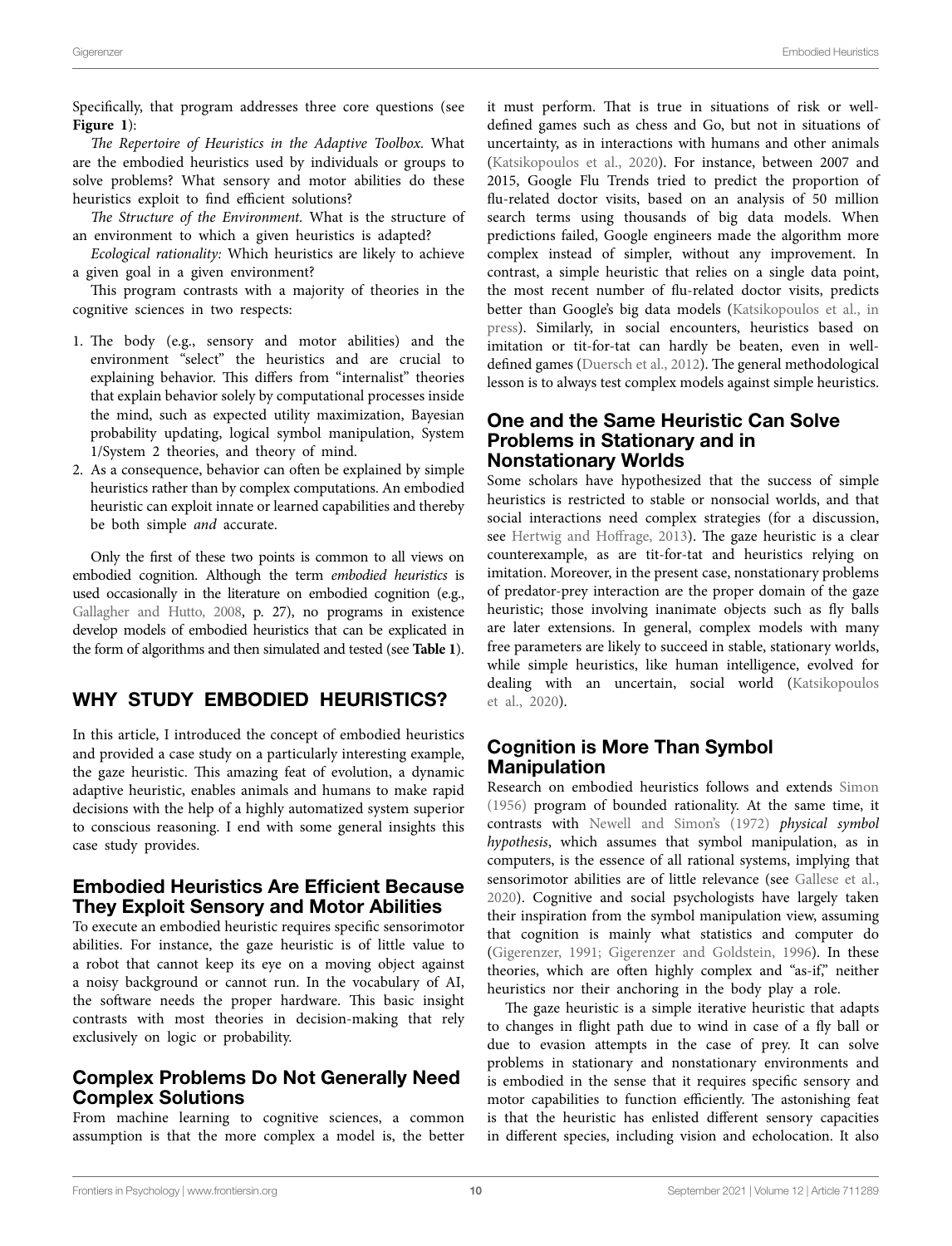Specifically, that program addresses three core questions (see **Figure 1**):

*The Repertoire of Heuristics in the Adaptive Toolbox.* What are the embodied heuristics used by individuals or groups to solve problems? What sensory and motor abilities do these heuristics exploit to find efficient solutions?

*The Structure of the Environment.* What is the structure of an environment to which a given heuristics is adapted?

*Ecological rationality:* Which heuristics are likely to achieve a given goal in a given environment?

This program contrasts with a majority of theories in the cognitive sciences in two respects:

1. The body (e.g., sensory and motor abilities) and the environment "select" the heuristics and are crucial to explaining behavior. This differs from "internalist" theories that explain behavior solely by computational processes inside the mind, such as expected utility maximization, Bayesian probability updating, logical symbol manipulation, System 1/System 2 theories, and theory of mind.
2. As a consequence, behavior can often be explained by simple heuristics rather than by complex computations. An embodied heuristic can exploit innate or learned capabilities and thereby be both simple *and* accurate.

Only the first of these two points is common to all views on embodied cognition. Although the term *embodied heuristics* is used occasionally in the literature on embodied cognition (e.g., Gallagher and Hutto, 2008, p. 27), no programs in existence develop models of embodied heuristics that can be explicated in the form of algorithms and then simulated and tested (see **Table 1**).

## WHY STUDY EMBODIED HEURISTICS?

In this article, I introduced the concept of embodied heuristics and provided a case study on a particularly interesting example, the gaze heuristic. This amazing feat of evolution, a dynamic adaptive heuristic, enables animals and humans to make rapid decisions with the help of a highly automatized system superior to conscious reasoning. I end with some general insights this case study provides.

### Embodied Heuristics Are Efficient Because They Exploit Sensory and Motor Abilities

To execute an embodied heuristic requires specific sensorimotor abilities. For instance, the gaze heuristic is of little value to a robot that cannot keep its eye on a moving object against a noisy background or cannot run. In the vocabulary of AI, the software needs the proper hardware. This basic insight contrasts with most theories in decision-making that rely exclusively on logic or probability.

### Complex Problems Do Not Generally Need Complex Solutions

From machine learning to cognitive sciences, a common assumption is that the more complex a model is, the better it must perform. That is true in situations of risk or well-defined games such as chess and Go, but not in situations of uncertainty, as in interactions with humans and other animals (Katsikopoulos et al., 2020). For instance, between 2007 and 2015, Google Flu Trends tried to predict the proportion of flu-related doctor visits, based on an analysis of 50 million search terms using thousands of big data models. When predictions failed, Google engineers made the algorithm more complex instead of simpler, without any improvement. In contrast, a simple heuristic that relies on a single data point, the most recent number of flu-related doctor visits, predicts better than Google's big data models (Katsikopoulos et al., in press). Similarly, in social encounters, heuristics based on imitation or tit-for-tat can hardly be beaten, even in well-defined games (Duersch et al., 2012). The general methodological lesson is to always test complex models against simple heuristics.

### One and the Same Heuristic Can Solve Problems in Stationary and in Nonstationary Worlds

Some scholars have hypothesized that the success of simple heuristics is restricted to stable or nonsocial worlds, and that social interactions need complex strategies (for a discussion, see Hertwig and Hoffrage, 2013). The gaze heuristic is a clear counterexample, as are tit-for-tat and heuristics relying on imitation. Moreover, in the present case, nonstationary problems of predator-prey interaction are the proper domain of the gaze heuristic; those involving inanimate objects such as fly balls are later extensions. In general, complex models with many free parameters are likely to succeed in stable, stationary worlds, while simple heuristics, like human intelligence, evolved for dealing with an uncertain, social world (Katsikopoulos et al., 2020).

### Cognition is More Than Symbol Manipulation

Research on embodied heuristics follows and extends Simon (1956) program of bounded rationality. At the same time, it contrasts with Newell and Simon's (1972) *physical symbol hypothesis*, which assumes that symbol manipulation, as in computers, is the essence of all rational systems, implying that sensorimotor abilities are of little relevance (see Gallese et al., 2020). Cognitive and social psychologists have largely taken their inspiration from the symbol manipulation view, assuming that cognition is mainly what statistics and computer do (Gigerenzer, 1991; Gigerenzer and Goldstein, 1996). In these theories, which are often highly complex and "as-if," neither heuristics nor their anchoring in the body play a role.

The gaze heuristic is a simple iterative heuristic that adapts to changes in flight path due to wind in case of a fly ball or due to evasion attempts in the case of prey. It can solve problems in stationary and nonstationary environments and is embodied in the sense that it requires specific sensory and motor capabilities to function efficiently. The astonishing feat is that the heuristic has enlisted different sensory capacities in different species, including vision and echolocation. It also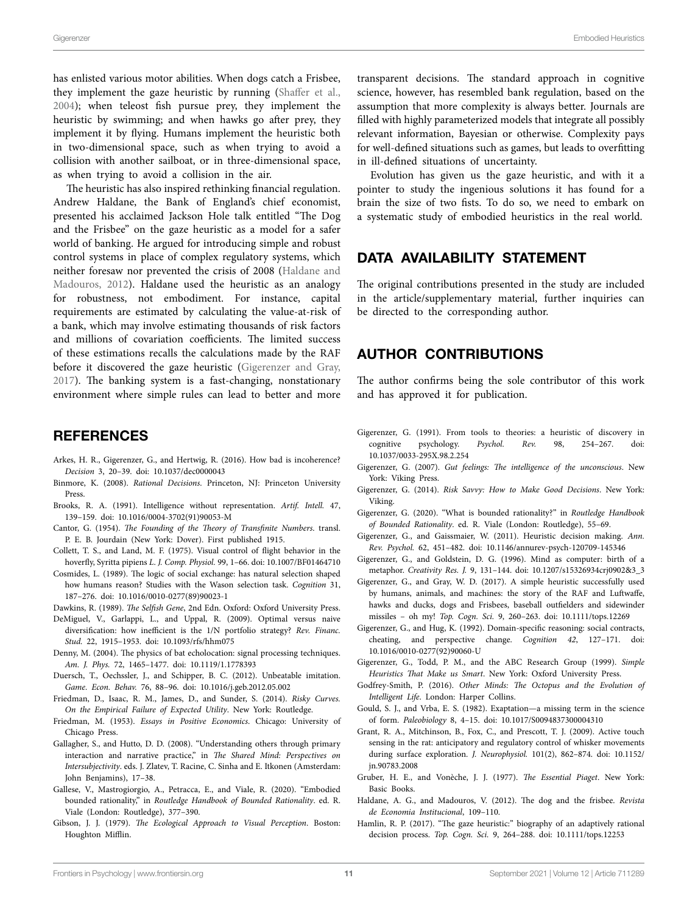has enlisted various motor abilities. When dogs catch a Frisbee, they implement the gaze heuristic by running (Shaffer et al., 2004); when teleost fish pursue prey, they implement the heuristic by swimming; and when hawks go after prey, they implement it by flying. Humans implement the heuristic both in two-dimensional space, such as when trying to avoid a collision with another sailboat, or in three-dimensional space, as when trying to avoid a collision in the air.

The heuristic has also inspired rethinking financial regulation. Andrew Haldane, the Bank of England's chief economist, presented his acclaimed Jackson Hole talk entitled "The Dog and the Frisbee" on the gaze heuristic as a model for a safer world of banking. He argued for introducing simple and robust control systems in place of complex regulatory systems, which neither foresaw nor prevented the crisis of 2008 (Haldane and Madouros, 2012). Haldane used the heuristic as an analogy for robustness, not embodiment. For instance, capital requirements are estimated by calculating the value-at-risk of a bank, which may involve estimating thousands of risk factors and millions of covariation coefficients. The limited success of these estimations recalls the calculations made by the RAF before it discovered the gaze heuristic (Gigerenzer and Gray, 2017). The banking system is a fast-changing, nonstationary environment where simple rules can lead to better and more transparent decisions. The standard approach in cognitive science, however, has resembled bank regulation, based on the assumption that more complexity is always better. Journals are filled with highly parameterized models that integrate all possibly relevant information, Bayesian or otherwise. Complexity pays for well-defined situations such as games, but leads to overfitting in ill-defined situations of uncertainty.

Evolution has given us the gaze heuristic, and with it a pointer to study the ingenious solutions it has found for a brain the size of two fists. To do so, we need to embark on a systematic study of embodied heuristics in the real world.

## DATA AVAILABILITY STATEMENT

The original contributions presented in the study are included in the article/supplementary material, further inquiries can be directed to the corresponding author.

## AUTHOR CONTRIBUTIONS

The author confirms being the sole contributor of this work and has approved it for publication.

## REFERENCES

Arkes, H. R., Gigerenzer, G., and Hertwig, R. (2016). How bad is incoherence? *Decision* 3, 20–39. doi: 10.1037/dec0000043

Binmore, K. (2008). *Rational Decisions*. Princeton, NJ: Princeton University Press.

Brooks, R. A. (1991). Intelligence without representation. *Artif. Intell.* 47, 139–159. doi: 10.1016/0004-3702(91)90053-M

Cantor, G. (1954). *The Founding of the Theory of Transfinite Numbers*. transl. P. E. B. Jourdain (New York: Dover). First published 1915.

Collett, T. S., and Land, M. F. (1975). Visual control of flight behavior in the hoverfly, Syritta pipiens *L. J. Comp. Physiol.* 99, 1–66. doi: 10.1007/BF01464710

Cosmides, L. (1989). The logic of social exchange: has natural selection shaped how humans reason? Studies with the Wason selection task. *Cognition* 31, 187–276. doi: 10.1016/0010-0277(89)90023-1

Dawkins, R. (1989). *The Selfish Gene*, 2nd Edn. Oxford: Oxford University Press.

DeMiguel, V., Garlappi, L., and Uppal, R. (2009). Optimal versus naive diversification: how inefficient is the 1/N portfolio strategy? *Rev. Financ. Stud.* 22, 1915–1953. doi: 10.1093/rfs/hhm075

Denny, M. (2004). The physics of bat echolocation: signal processing techniques. *Am. J. Phys.* 72, 1465–1477. doi: 10.1119/1.1778393

Duersch, T., Oechssler, J., and Schipper, B. C. (2012). Unbeatable imitation. *Game. Econ. Behav.* 76, 88–96. doi: 10.1016/j.geb.2012.05.002

Friedman, D., Isaac, R. M., James, D., and Sunder, S. (2014). *Risky Curves. On the Empirical Failure of Expected Utility*. New York: Routledge.

Friedman, M. (1953). *Essays in Positive Economics*. Chicago: University of Chicago Press.

Gallagher, S., and Hutto, D. D. (2008). "Understanding others through primary interaction and narrative practice," in *The Shared Mind: Perspectives on Intersubjectivity*. eds. J. Zlatev, T. Racine, C. Sinha and E. Itkonen (Amsterdam: John Benjamins), 17–38.

Gallese, V., Mastrogiorgio, A., Petracca, E., and Viale, R. (2020). "Embodied bounded rationality," in *Routledge Handbook of Bounded Rationality*. ed. R. Viale (London: Routledge), 377–390.

Gibson, J. J. (1979). *The Ecological Approach to Visual Perception*. Boston: Houghton Mifflin.

Gigerenzer, G. (1991). From tools to theories: a heuristic of discovery in cognitive psychology. *Psychol. Rev.* 98, 254–267. doi: 10.1037/0033-295X.98.2.254

Gigerenzer, G. (2007). *Gut feelings: The intelligence of the unconscious*. New York: Viking Press.

Gigerenzer, G. (2014). *Risk Savvy: How to Make Good Decisions*. New York: Viking.

Gigerenzer, G. (2020). "What is bounded rationality?" in *Routledge Handbook of Bounded Rationality*. ed. R. Viale (London: Routledge), 55–69.

Gigerenzer, G., and Gaissmaier, W. (2011). Heuristic decision making. *Ann. Rev. Psychol.* 62, 451–482. doi: 10.1146/annurev-psych-120709-145346

Gigerenzer, G., and Goldstein, D. G. (1996). Mind as computer: birth of a metaphor. *Creativity Res. J.* 9, 131–144. doi: 10.1207/s15326934crj0902&3_3

Gigerenzer, G., and Gray, W. D. (2017). A simple heuristic successfully used by humans, animals, and machines: the story of the RAF and Luftwaffe, hawks and ducks, dogs and Frisbees, baseball outfielders and sidewinder missiles – oh my! *Top. Cogn. Sci.* 9, 260–263. doi: 10.1111/tops.12269

Gigerenzer, G., and Hug, K. (1992). Domain-specific reasoning: social contracts, cheating, and perspective change. *Cognition 42*, 127–171. doi: 10.1016/0010-0277(92)90060-U

Gigerenzer, G., Todd, P. M., and the ABC Research Group (1999). *Simple Heuristics That Make us Smart*. New York: Oxford University Press.

Godfrey-Smith, P. (2016). *Other Minds: The Octopus and the Evolution of Intelligent Life*. London: Harper Collins.

Gould, S. J., and Vrba, E. S. (1982). Exaptation—a missing term in the science of form. *Paleobiology* 8, 4–15. doi: 10.1017/S0094837300004310

Grant, R. A., Mitchinson, B., Fox, C., and Prescott, T. J. (2009). Active touch sensing in the rat: anticipatory and regulatory control of whisker movements during surface exploration. *J. Neurophysiol.* 101(2), 862–874. doi: 10.1152/jn.90783.2008

Gruber, H. E., and Vonèche, J. J. (1977). *The Essential Piaget*. New York: Basic Books.

Haldane, A. G., and Madouros, V. (2012). The dog and the frisbee. *Revista de Economia Institucional*, 109–110.

Hamlin, R. P. (2017). "The gaze heuristic:" biography of an adaptively rational decision process. *Top. Cogn. Sci.* 9, 264–288. doi: 10.1111/tops.12253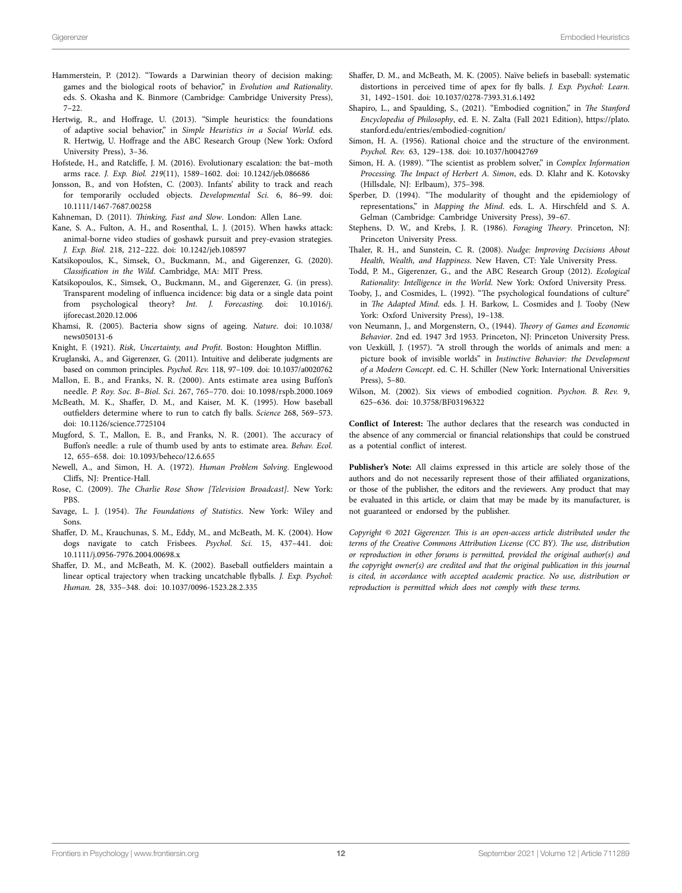Hammerstein, P. (2012). "Towards a Darwinian theory of decision making: games and the biological roots of behavior," in *Evolution and Rationality*. eds. S. Okasha and K. Binmore (Cambridge: Cambridge University Press), 7–22.

Hertwig, R., and Hoffrage, U. (2013). "Simple heuristics: the foundations of adaptive social behavior," in *Simple Heuristics in a Social World*. eds. R. Hertwig, U. Hoffrage and the ABC Research Group (New York: Oxford University Press), 3–36.

Hofstede, H., and Ratcliffe, J. M. (2016). Evolutionary escalation: the bat–moth arms race. *J. Exp. Biol. 219*(11), 1589–1602. doi: 10.1242/jeb.086686

Jonsson, B., and von Hofsten, C. (2003). Infants' ability to track and reach for temporarily occluded objects. *Developmental Sci.* 6, 86–99. doi: 10.1111/1467-7687.00258

Kahneman, D. (2011). *Thinking, Fast and Slow*. London: Allen Lane.

Kane, S. A., Fulton, A. H., and Rosenthal, L. J. (2015). When hawks attack: animal-borne video studies of goshawk pursuit and prey-evasion strategies. *J. Exp. Biol.* 218, 212–222. doi: 10.1242/jeb.108597

Katsikopoulos, K., Simsek, O., Buckmann, M., and Gigerenzer, G. (2020). *Classification in the Wild*. Cambridge, MA: MIT Press.

Katsikopoulos, K., Simsek, O., Buckmann, M., and Gigerenzer, G. (in press). Transparent modeling of influenca incidence: big data or a single data point from psychological theory? *Int. J. Forecasting.* doi: 10.1016/j.ijforecast.2020.12.006

Khamsi, R. (2005). Bacteria show signs of ageing. *Nature*. doi: 10.1038/news050131-6

Knight, F. (1921). *Risk, Uncertainty, and Profit*. Boston: Houghton Mifflin.

Kruglanski, A., and Gigerenzer, G. (2011). Intuitive and deliberate judgments are based on common principles. *Psychol. Rev.* 118, 97–109. doi: 10.1037/a0020762

Mallon, E. B., and Franks, N. R. (2000). Ants estimate area using Buffon's needle. *P. Roy. Soc. B–Biol. Sci.* 267, 765–770. doi: 10.1098/rspb.2000.1069

McBeath, M. K., Shaffer, D. M., and Kaiser, M. K. (1995). How baseball outfielders determine where to run to catch fly balls. *Science* 268, 569–573. doi: 10.1126/science.7725104

Mugford, S. T., Mallon, E. B., and Franks, N. R. (2001). The accuracy of Buffon's needle: a rule of thumb used by ants to estimate area. *Behav. Ecol.* 12, 655–658. doi: 10.1093/beheco/12.6.655

Newell, A., and Simon, H. A. (1972). *Human Problem Solving*. Englewood Cliffs, NJ: Prentice-Hall.

Rose, C. (2009). *The Charlie Rose Show [Television Broadcast]*. New York: PBS.

Savage, L. J. (1954). *The Foundations of Statistics*. New York: Wiley and Sons.

Shaffer, D. M., Krauchunas, S. M., Eddy, M., and McBeath, M. K. (2004). How dogs navigate to catch Frisbees. *Psychol. Sci.* 15, 437–441. doi: 10.1111/j.0956-7976.2004.00698.x

Shaffer, D. M., and McBeath, M. K. (2002). Baseball outfielders maintain a linear optical trajectory when tracking uncatchable flyballs. *J. Exp. Psychol: Human.* 28, 335–348. doi: 10.1037/0096-1523.28.2.335

Shaffer, D. M., and McBeath, M. K. (2005). Naïve beliefs in baseball: systematic distortions in perceived time of apex for fly balls. *J. Exp. Psychol: Learn.* 31, 1492–1501. doi: 10.1037/0278-7393.31.6.1492

Shapiro, L., and Spaulding, S., (2021). "Embodied cognition," in *The Stanford Encyclopedia of Philosophy*, ed. E. N. Zalta (Fall 2021 Edition), https://plato.stanford.edu/entries/embodied-cognition/

Simon, H. A. (1956). Rational choice and the structure of the environment. *Psychol. Rev.* 63, 129–138. doi: 10.1037/h0042769

Simon, H. A. (1989). "The scientist as problem solver," in *Complex Information Processing. The Impact of Herbert A. Simon*, eds. D. Klahr and K. Kotovsky (Hillsdale, NJ: Erlbaum), 375–398.

Sperber, D. (1994). "The modularity of thought and the epidemiology of representations," in *Mapping the Mind*. eds. L. A. Hirschfeld and S. A. Gelman (Cambridge: Cambridge University Press), 39–67.

Stephens, D. W., and Krebs, J. R. (1986). *Foraging Theory*. Princeton, NJ: Princeton University Press.

Thaler, R. H., and Sunstein, C. R. (2008). *Nudge: Improving Decisions About Health, Wealth, and Happiness*. New Haven, CT: Yale University Press.

Todd, P. M., Gigerenzer, G., and the ABC Research Group (2012). *Ecological Rationality: Intelligence in the World*. New York: Oxford University Press.

Tooby, J., and Cosmides, L. (1992). "The psychological foundations of culture" in *The Adapted Mind*. eds. J. H. Barkow, L. Cosmides and J. Tooby (New York: Oxford University Press), 19–138.

von Neumann, J., and Morgenstern, O., (1944). *Theory of Games and Economic Behavior*. 2nd ed. 1947 3rd 1953. Princeton, NJ: Princeton University Press.

von Uexküll, J. (1957). "A stroll through the worlds of animals and men: a picture book of invisible worlds" in *Instinctive Behavior: the Development of a Modern Concept*. ed. C. H. Schiller (New York: International Universities Press), 5–80.

Wilson, M. (2002). Six views of embodied cognition. *Psychon. B. Rev.* 9, 625–636. doi: 10.3758/BF03196322

**Conflict of Interest:** The author declares that the research was conducted in the absence of any commercial or financial relationships that could be construed as a potential conflict of interest.

**Publisher's Note:** All claims expressed in this article are solely those of the authors and do not necessarily represent those of their affiliated organizations, or those of the publisher, the editors and the reviewers. Any product that may be evaluated in this article, or claim that may be made by its manufacturer, is not guaranteed or endorsed by the publisher.

*Copyright © 2021 Gigerenzer. This is an open-access article distributed under the terms of the Creative Commons Attribution License (CC BY). The use, distribution or reproduction in other forums is permitted, provided the original author(s) and the copyright owner(s) are credited and that the original publication in this journal is cited, in accordance with accepted academic practice. No use, distribution or reproduction is permitted which does not comply with these terms.*